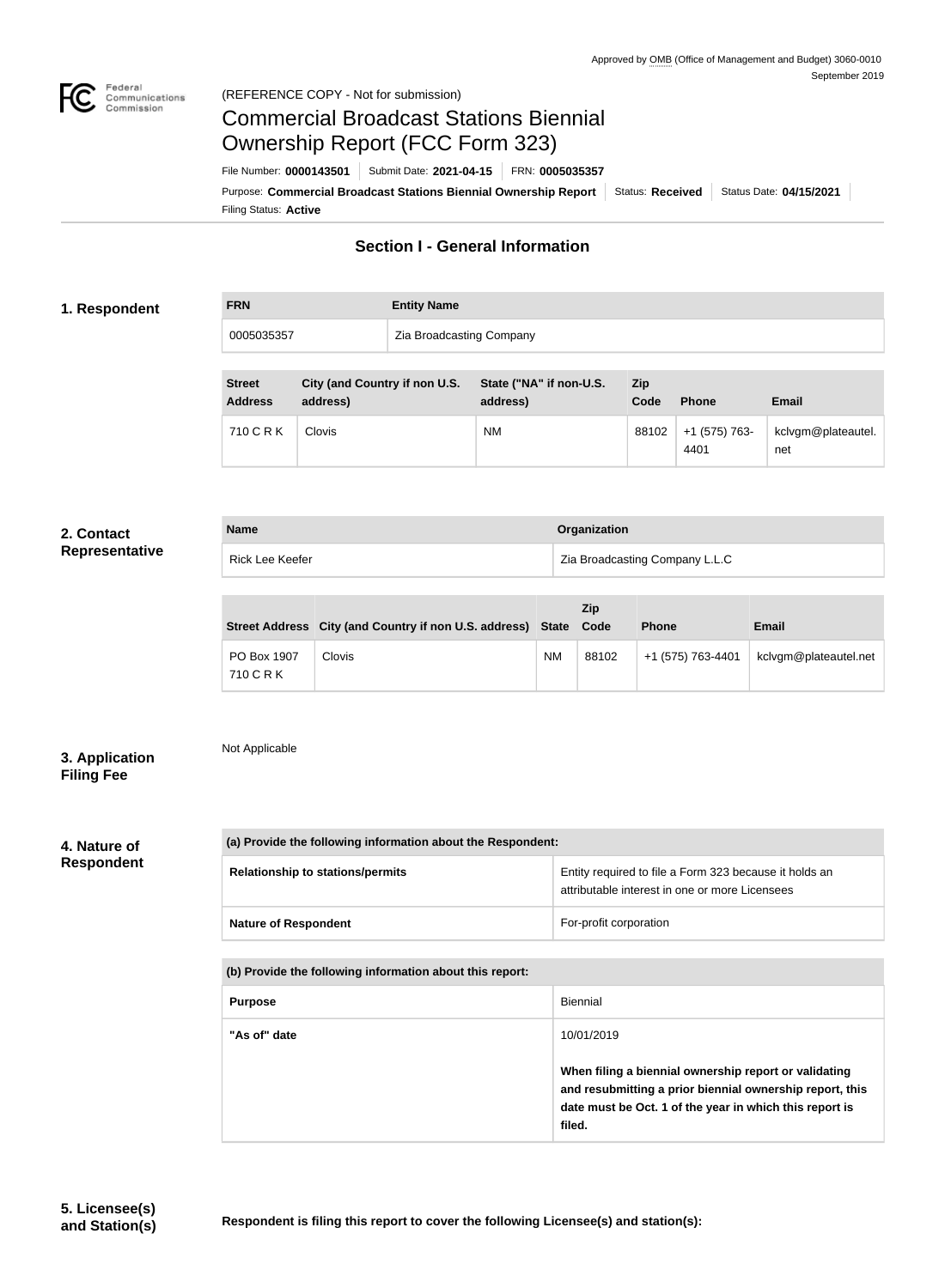Approved by OMB (Office of Management and Budget) 3060-0010
September 2019

(REFERENCE COPY - Not for submission)

# Commercial Broadcast Stations Biennial Ownership Report (FCC Form 323)

File Number: **0000143501** | Submit Date: **2021-04-15** | FRN: **0005035357**

Purpose: **Commercial Broadcast Stations Biennial Ownership Report** | Status: **Received** | Status Date: **04/15/2021**

Filing Status: **Active**

## Section I - General Information

### 1. Respondent

| FRN | Entity Name |
| --- | --- |
| 0005035357 | Zia Broadcasting Company |

| Street Address | City (and Country if non U.S. address) | State ("NA" if non-U.S. address) | Zip Code | Phone | Email |
| --- | --- | --- | --- | --- | --- |
| 710 C R K | Clovis | NM | 88102 | +1 (575) 763-4401 | kclvgm@plateautel.net |

### 2. Contact Representative

| Name | Organization |
| --- | --- |
| Rick Lee Keefer | Zia Broadcasting Company L.L.C |

| Street Address | City (and Country if non U.S. address) | State | Zip Code | Phone | Email |
| --- | --- | --- | --- | --- | --- |
| PO Box 1907 710 C R K | Clovis | NM | 88102 | +1 (575) 763-4401 | kclvgm@plateautel.net |

### 3. Application Filing Fee

Not Applicable

### 4. Nature of Respondent

| (a) Provide the following information about the Respondent: | |
| --- | --- |
| Relationship to stations/permits | Entity required to file a Form 323 because it holds an attributable interest in one or more Licensees |
| Nature of Respondent | For-profit corporation |

| (b) Provide the following information about this report: | |
| --- | --- |
| Purpose | Biennial |
| "As of" date | 10/01/2019<br><br>**When filing a biennial ownership report or validating and resubmitting a prior biennial ownership report, this date must be Oct. 1 of the year in which this report is filed.** |

### 5. Licensee(s) and Station(s)

**Respondent is filing this report to cover the following Licensee(s) and station(s):**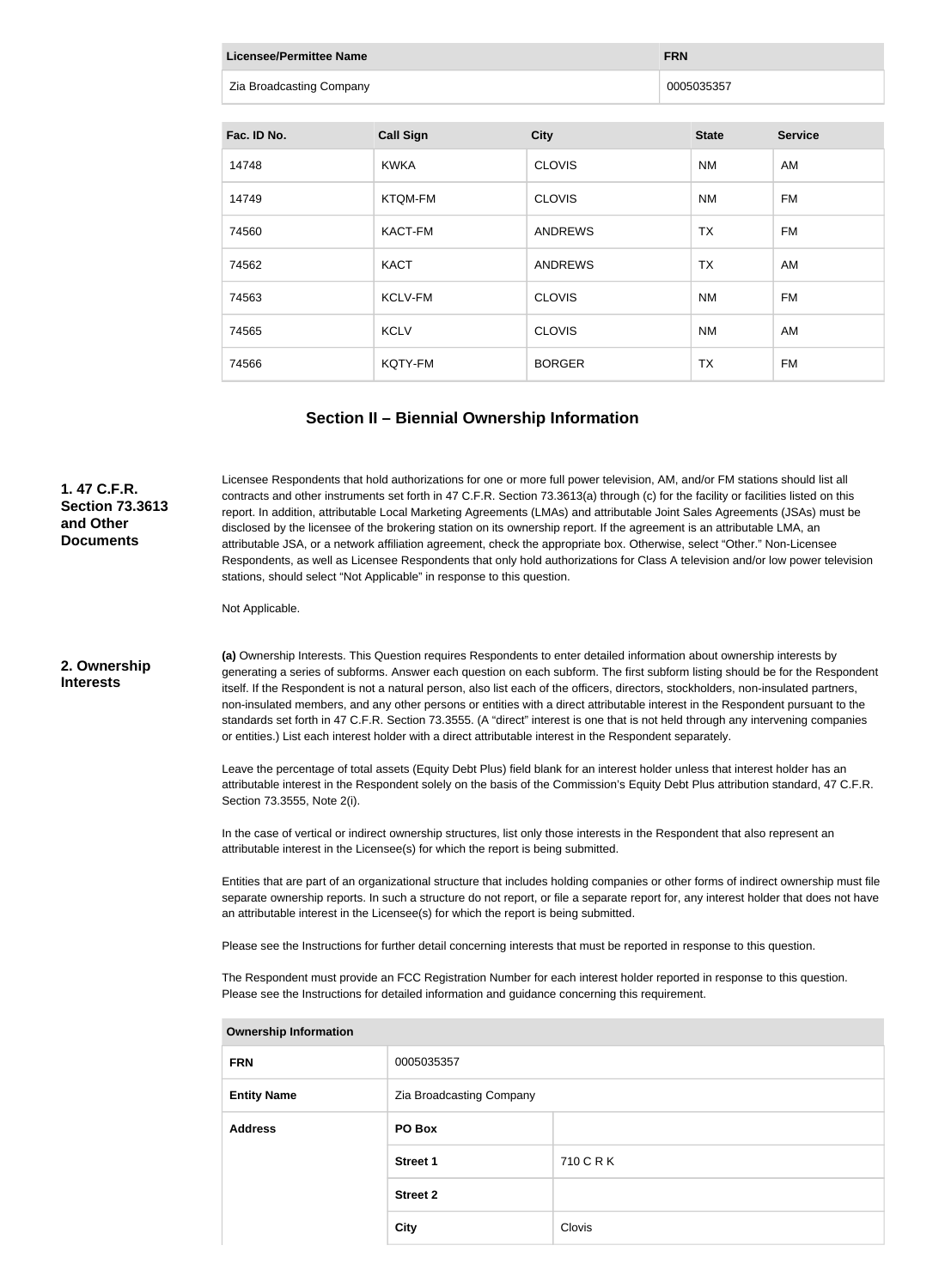| Licensee/Permittee Name | FRN |
| --- | --- |
| Zia Broadcasting Company | 0005035357 |

| Fac. ID No. | Call Sign | City | State | Service |
| --- | --- | --- | --- | --- |
| 14748 | KWKA | CLOVIS | NM | AM |
| 14749 | KTQM-FM | CLOVIS | NM | FM |
| 74560 | KACT-FM | ANDREWS | TX | FM |
| 74562 | KACT | ANDREWS | TX | AM |
| 74563 | KCLV-FM | CLOVIS | NM | FM |
| 74565 | KCLV | CLOVIS | NM | AM |
| 74566 | KQTY-FM | BORGER | TX | FM |

## Section II – Biennial Ownership Information

**1. 47 C.F.R. Section 73.3613 and Other Documents**

Licensee Respondents that hold authorizations for one or more full power television, AM, and/or FM stations should list all contracts and other instruments set forth in 47 C.F.R. Section 73.3613(a) through (c) for the facility or facilities listed on this report. In addition, attributable Local Marketing Agreements (LMAs) and attributable Joint Sales Agreements (JSAs) must be disclosed by the licensee of the brokering station on its ownership report. If the agreement is an attributable LMA, an attributable JSA, or a network affiliation agreement, check the appropriate box. Otherwise, select "Other." Non-Licensee Respondents, as well as Licensee Respondents that only hold authorizations for Class A television and/or low power television stations, should select "Not Applicable" in response to this question.

Not Applicable.

**2. Ownership Interests**

**(a)** Ownership Interests. This Question requires Respondents to enter detailed information about ownership interests by generating a series of subforms. Answer each question on each subform. The first subform listing should be for the Respondent itself. If the Respondent is not a natural person, also list each of the officers, directors, stockholders, non-insulated partners, non-insulated members, and any other persons or entities with a direct attributable interest in the Respondent pursuant to the standards set forth in 47 C.F.R. Section 73.3555. (A "direct" interest is one that is not held through any intervening companies or entities.) List each interest holder with a direct attributable interest in the Respondent separately.

Leave the percentage of total assets (Equity Debt Plus) field blank for an interest holder unless that interest holder has an attributable interest in the Respondent solely on the basis of the Commission's Equity Debt Plus attribution standard, 47 C.F.R. Section 73.3555, Note 2(i).

In the case of vertical or indirect ownership structures, list only those interests in the Respondent that also represent an attributable interest in the Licensee(s) for which the report is being submitted.

Entities that are part of an organizational structure that includes holding companies or other forms of indirect ownership must file separate ownership reports. In such a structure do not report, or file a separate report for, any interest holder that does not have an attributable interest in the Licensee(s) for which the report is being submitted.

Please see the Instructions for further detail concerning interests that must be reported in response to this question.

The Respondent must provide an FCC Registration Number for each interest holder reported in response to this question. Please see the Instructions for detailed information and guidance concerning this requirement.

| Ownership Information | | |
| --- | --- | --- |
| **FRN** | 0005035357 | |
| **Entity Name** | Zia Broadcasting Company | |
| **Address** | **PO Box** | |
| | **Street 1** | 710 C R K |
| | **Street 2** | |
| | **City** | Clovis |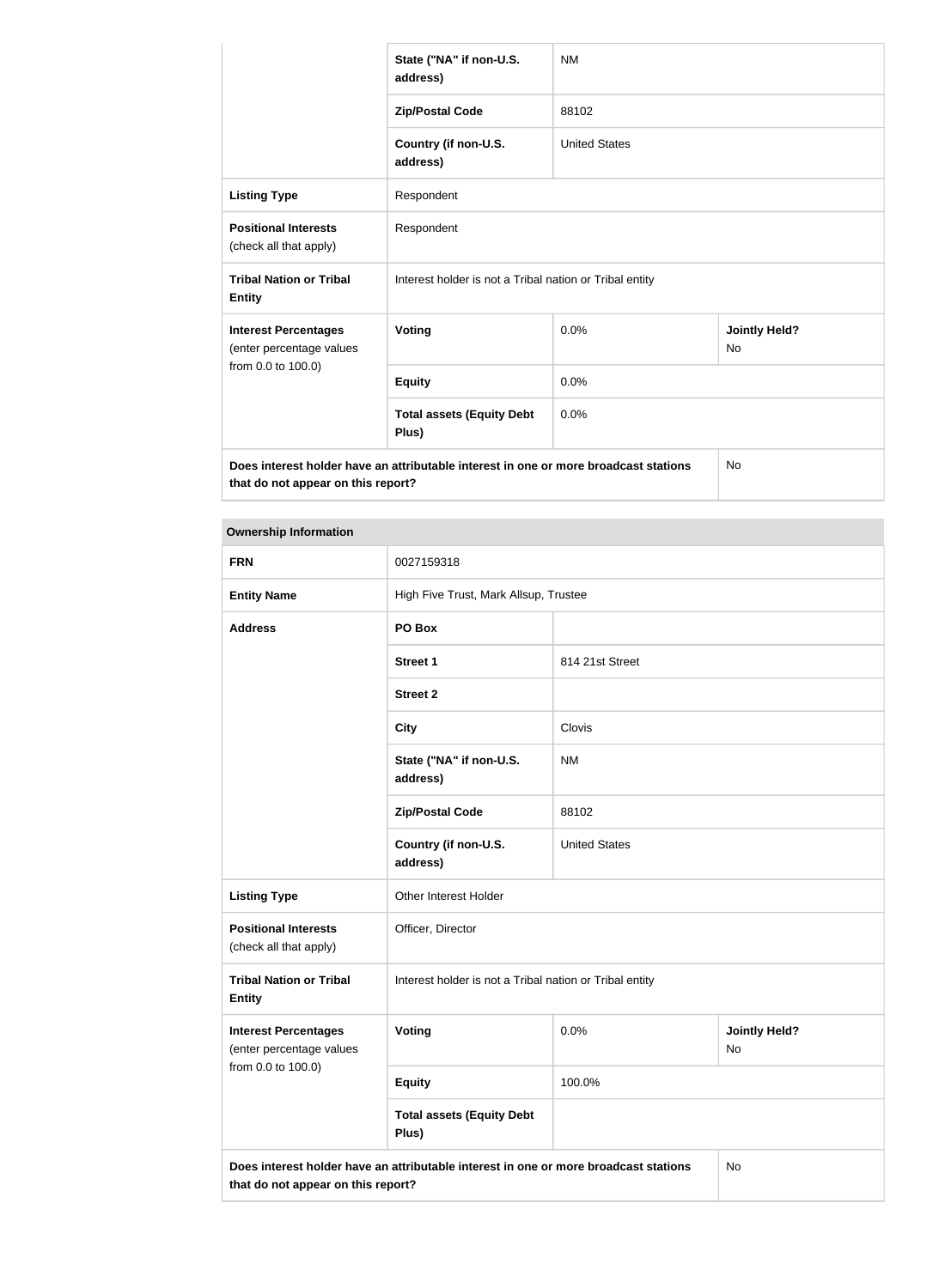| | | | |
|---|---|---|---|
| | State ("NA" if non-U.S. address) | NM | |
| | Zip/Postal Code | 88102 | |
| | Country (if non-U.S. address) | United States | |
| **Listing Type** | Respondent | | |
| **Positional Interests** (check all that apply) | Respondent | | |
| **Tribal Nation or Tribal Entity** | Interest holder is not a Tribal nation or Tribal entity | | |
| **Interest Percentages** (enter percentage values from 0.0 to 100.0) | **Voting** | 0.0% | **Jointly Held?** No |
| | **Equity** | 0.0% | |
| | **Total assets (Equity Debt Plus)** | 0.0% | |
| **Does interest holder have an attributable interest in one or more broadcast stations that do not appear on this report?** | | | No |

| **Ownership Information** | | | |
|---|---|---|---|
| **FRN** | 0027159318 | | |
| **Entity Name** | High Five Trust, Mark Allsup, Trustee | | |
| **Address** | **PO Box** | | |
| | **Street 1** | 814 21st Street | |
| | **Street 2** | | |
| | **City** | Clovis | |
| | **State ("NA" if non-U.S. address)** | NM | |
| | **Zip/Postal Code** | 88102 | |
| | **Country (if non-U.S. address)** | United States | |
| **Listing Type** | Other Interest Holder | | |
| **Positional Interests** (check all that apply) | Officer, Director | | |
| **Tribal Nation or Tribal Entity** | Interest holder is not a Tribal nation or Tribal entity | | |
| **Interest Percentages** (enter percentage values from 0.0 to 100.0) | **Voting** | 0.0% | **Jointly Held?** No |
| | **Equity** | 100.0% | |
| | **Total assets (Equity Debt Plus)** | | |
| **Does interest holder have an attributable interest in one or more broadcast stations that do not appear on this report?** | | | No |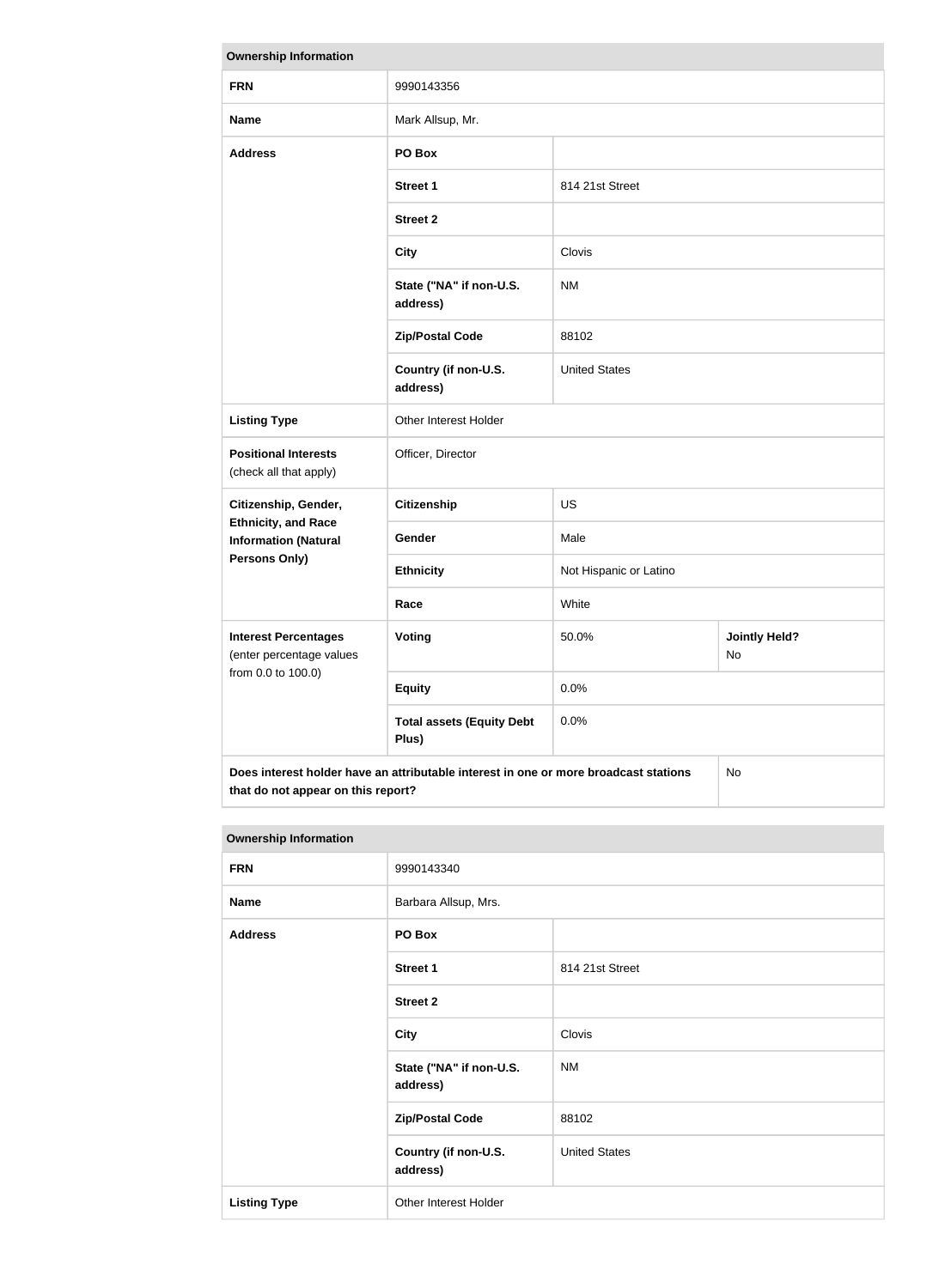| Ownership Information | | | |
|---|---|---|---|
| **FRN** | 9990143356 | | |
| **Name** | Mark Allsup, Mr. | | |
| **Address** | **PO Box** | | |
| | **Street 1** | 814 21st Street | |
| | **Street 2** | | |
| | **City** | Clovis | |
| | **State ("NA" if non-U.S. address)** | NM | |
| | **Zip/Postal Code** | 88102 | |
| | **Country (if non-U.S. address)** | United States | |
| **Listing Type** | Other Interest Holder | | |
| **Positional Interests** (check all that apply) | Officer, Director | | |
| **Citizenship, Gender, Ethnicity, and Race Information (Natural Persons Only)** | **Citizenship** | US | |
| | **Gender** | Male | |
| | **Ethnicity** | Not Hispanic or Latino | |
| | **Race** | White | |
| **Interest Percentages** (enter percentage values from 0.0 to 100.0) | **Voting** | 50.0% | **Jointly Held?** No |
| | **Equity** | 0.0% | |
| | **Total assets (Equity Debt Plus)** | 0.0% | |
| **Does interest holder have an attributable interest in one or more broadcast stations that do not appear on this report?** | | | No |

| Ownership Information | | |
|---|---|---|
| **FRN** | 9990143340 | |
| **Name** | Barbara Allsup, Mrs. | |
| **Address** | **PO Box** | |
| | **Street 1** | 814 21st Street |
| | **Street 2** | |
| | **City** | Clovis |
| | **State ("NA" if non-U.S. address)** | NM |
| | **Zip/Postal Code** | 88102 |
| | **Country (if non-U.S. address)** | United States |
| **Listing Type** | Other Interest Holder | |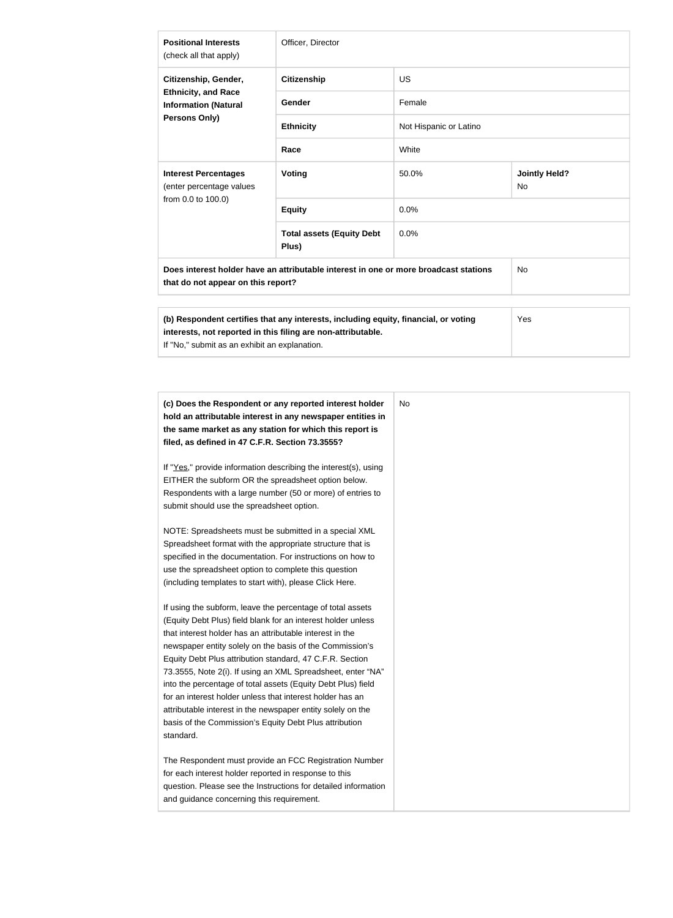| | | | |
|---|---|---|---|
| **Positional Interests** (check all that apply) | Officer, Director | | |
| **Citizenship, Gender, Ethnicity, and Race Information (Natural Persons Only)** | **Citizenship** | US | |
| | **Gender** | Female | |
| | **Ethnicity** | Not Hispanic or Latino | |
| | **Race** | White | |
| **Interest Percentages** (enter percentage values from 0.0 to 100.0) | **Voting** | 50.0% | **Jointly Held?** No |
| | **Equity** | 0.0% | |
| | **Total assets (Equity Debt Plus)** | 0.0% | |
| **Does interest holder have an attributable interest in one or more broadcast stations that do not appear on this report?** | | | No |

| | |
|---|---|
| **(b) Respondent certifies that any interests, including equity, financial, or voting interests, not reported in this filing are non-attributable.** If "No," submit as an exhibit an explanation. | Yes |

| | |
|---|---|
| **(c) Does the Respondent or any reported interest holder hold an attributable interest in any newspaper entities in the same market as any station for which this report is filed, as defined in 47 C.F.R. Section 73.3555?**<br><br>If "Yes," provide information describing the interest(s), using EITHER the subform OR the spreadsheet option below. Respondents with a large number (50 or more) of entries to submit should use the spreadsheet option.<br><br>NOTE: Spreadsheets must be submitted in a special XML Spreadsheet format with the appropriate structure that is specified in the documentation. For instructions on how to use the spreadsheet option to complete this question (including templates to start with), please Click Here.<br><br>If using the subform, leave the percentage of total assets (Equity Debt Plus) field blank for an interest holder unless that interest holder has an attributable interest in the newspaper entity solely on the basis of the Commission's Equity Debt Plus attribution standard, 47 C.F.R. Section 73.3555, Note 2(i). If using an XML Spreadsheet, enter "NA" into the percentage of total assets (Equity Debt Plus) field for an interest holder unless that interest holder has an attributable interest in the newspaper entity solely on the basis of the Commission's Equity Debt Plus attribution standard.<br><br>The Respondent must provide an FCC Registration Number for each interest holder reported in response to this question. Please see the Instructions for detailed information and guidance concerning this requirement. | No |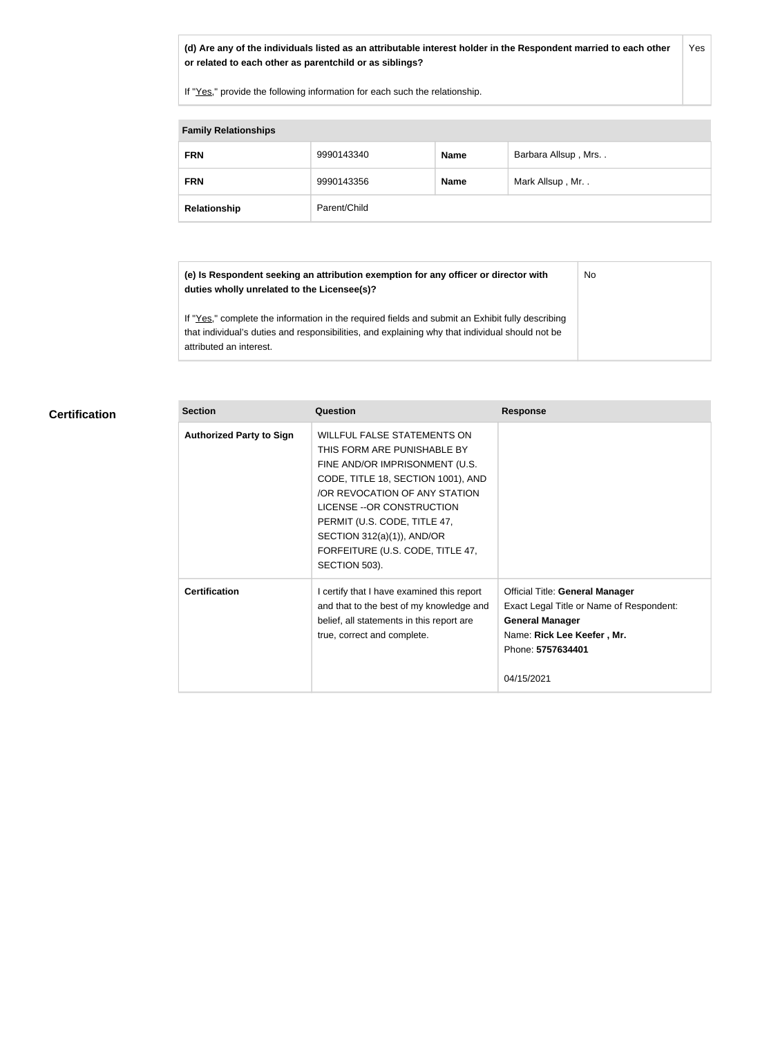| | |
|---|---|
| **(d) Are any of the individuals listed as an attributable interest holder in the Respondent married to each other or related to each other as parentchild or as siblings?**<br><br>If "Yes," provide the following information for each such the relationship. | Yes |

| **Family Relationships** | | | |
|---|---|---|---|
| **FRN** | 9990143340 | **Name** | Barbara Allsup , Mrs. . |
| **FRN** | 9990143356 | **Name** | Mark Allsup , Mr. . |
| **Relationship** | Parent/Child | | |

| | |
|---|---|
| **(e) Is Respondent seeking an attribution exemption for any officer or director with duties wholly unrelated to the Licensee(s)?**<br><br>If "Yes," complete the information in the required fields and submit an Exhibit fully describing that individual's duties and responsibilities, and explaining why that individual should not be attributed an interest. | No |

## Certification

| Section | Question | Response |
|---|---|---|
| **Authorized Party to Sign** | WILLFUL FALSE STATEMENTS ON THIS FORM ARE PUNISHABLE BY FINE AND/OR IMPRISONMENT (U.S. CODE, TITLE 18, SECTION 1001), AND /OR REVOCATION OF ANY STATION LICENSE --OR CONSTRUCTION PERMIT (U.S. CODE, TITLE 47, SECTION 312(a)(1)), AND/OR FORFEITURE (U.S. CODE, TITLE 47, SECTION 503). | |
| **Certification** | I certify that I have examined this report and that to the best of my knowledge and belief, all statements in this report are true, correct and complete. | Official Title: **General Manager**<br>Exact Legal Title or Name of Respondent: **General Manager**<br>Name: **Rick Lee Keefer , Mr.**<br>Phone: **5757634401**<br><br>04/15/2021 |